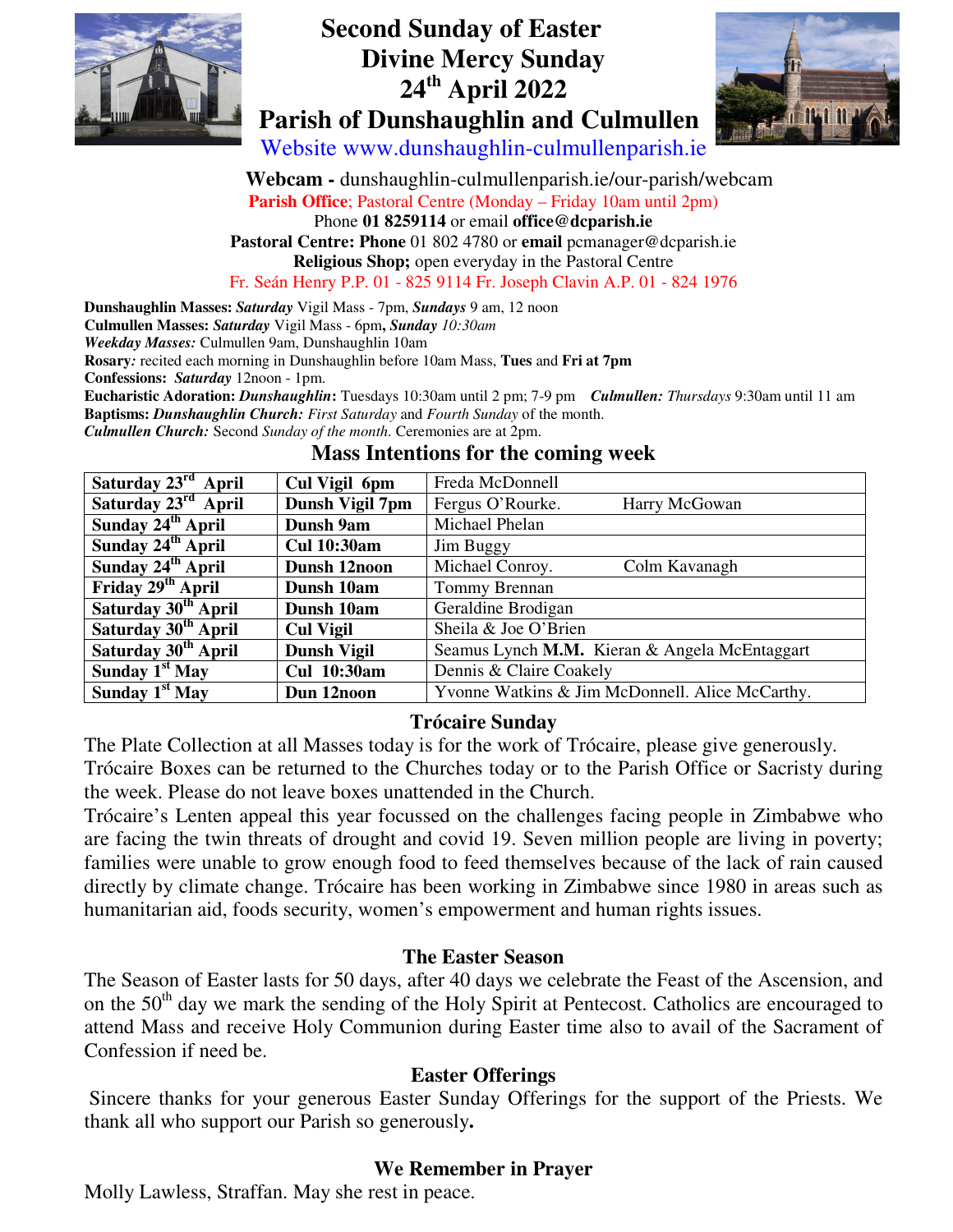# Second Sunday of Easter
# Divine Mercy Sunday
# 24th April 2022
# Parish of Dunshaughlin and Culmullen

Website www.dunshaughlin-culmullenparish.ie

**Webcam -** dunshaughlin-culmullenparish.ie/our-parish/webcam

**Parish Office**; Pastoral Centre (Monday – Friday 10am until 2pm)

Phone **01 8259114** or email **office@dcparish.ie**

**Pastoral Centre: Phone** 01 802 4780 or **email** pcmanager@dcparish.ie

**Religious Shop;** open everyday in the Pastoral Centre

Fr. Seán Henry P.P. 01 - 825 9114 Fr. Joseph Clavin A.P. 01 - 824 1976

**Dunshaughlin Masses:** ***Saturday*** Vigil Mass - 7pm, ***Sundays*** 9 am, 12 noon
**Culmullen Masses:** ***Saturday*** Vigil Mass - 6pm**,** ***Sunday*** *10:30am*
***Weekday Masses:*** Culmullen 9am, Dunshaughlin 10am
**Rosary***:* recited each morning in Dunshaughlin before 10am Mass, **Tues** and **Fri at 7pm**
**Confessions:** ***Saturday*** 12noon - 1pm.
**Eucharistic Adoration:** ***Dunshaughlin*****:** Tuesdays 10:30am until 2 pm; 7-9 pm ***Culmullen:*** *Thursdays* 9:30am until 11 am
**Baptisms:** ***Dunshaughlin Church:*** *First Saturday* and *Fourth Sunday* of the month.
***Culmullen Church:*** Second *Sunday of the month.* Ceremonies are at 2pm.

## Mass Intentions for the coming week

| | | |
|---|---|---|
| **Saturday 23rd April** | **Cul Vigil 6pm** | Freda McDonnell |
| **Saturday 23rd April** | **Dunsh Vigil 7pm** | Fergus O'Rourke. Harry McGowan |
| **Sunday 24th April** | **Dunsh 9am** | Michael Phelan |
| **Sunday 24th April** | **Cul 10:30am** | Jim Buggy |
| **Sunday 24th April** | **Dunsh 12noon** | Michael Conroy. Colm Kavanagh |
| **Friday 29th April** | **Dunsh 10am** | Tommy Brennan |
| **Saturday 30th April** | **Dunsh 10am** | Geraldine Brodigan |
| **Saturday 30th April** | **Cul Vigil** | Sheila & Joe O'Brien |
| **Saturday 30th April** | **Dunsh Vigil** | Seamus Lynch **M.M.** Kieran & Angela McEntaggart |
| **Sunday 1st May** | **Cul 10:30am** | Dennis & Claire Coakely |
| **Sunday 1st May** | **Dun 12noon** | Yvonne Watkins & Jim McDonnell. Alice McCarthy. |

## Trócaire Sunday

The Plate Collection at all Masses today is for the work of Trócaire, please give generously. Trócaire Boxes can be returned to the Churches today or to the Parish Office or Sacristy during the week. Please do not leave boxes unattended in the Church.

Trócaire's Lenten appeal this year focussed on the challenges facing people in Zimbabwe who are facing the twin threats of drought and covid 19. Seven million people are living in poverty; families were unable to grow enough food to feed themselves because of the lack of rain caused directly by climate change. Trócaire has been working in Zimbabwe since 1980 in areas such as humanitarian aid, foods security, women's empowerment and human rights issues.

## The Easter Season

The Season of Easter lasts for 50 days, after 40 days we celebrate the Feast of the Ascension, and on the 50th day we mark the sending of the Holy Spirit at Pentecost. Catholics are encouraged to attend Mass and receive Holy Communion during Easter time also to avail of the Sacrament of Confession if need be.

## Easter Offerings

Sincere thanks for your generous Easter Sunday Offerings for the support of the Priests. We thank all who support our Parish so generously**.**

## We Remember in Prayer

Molly Lawless, Straffan. May she rest in peace.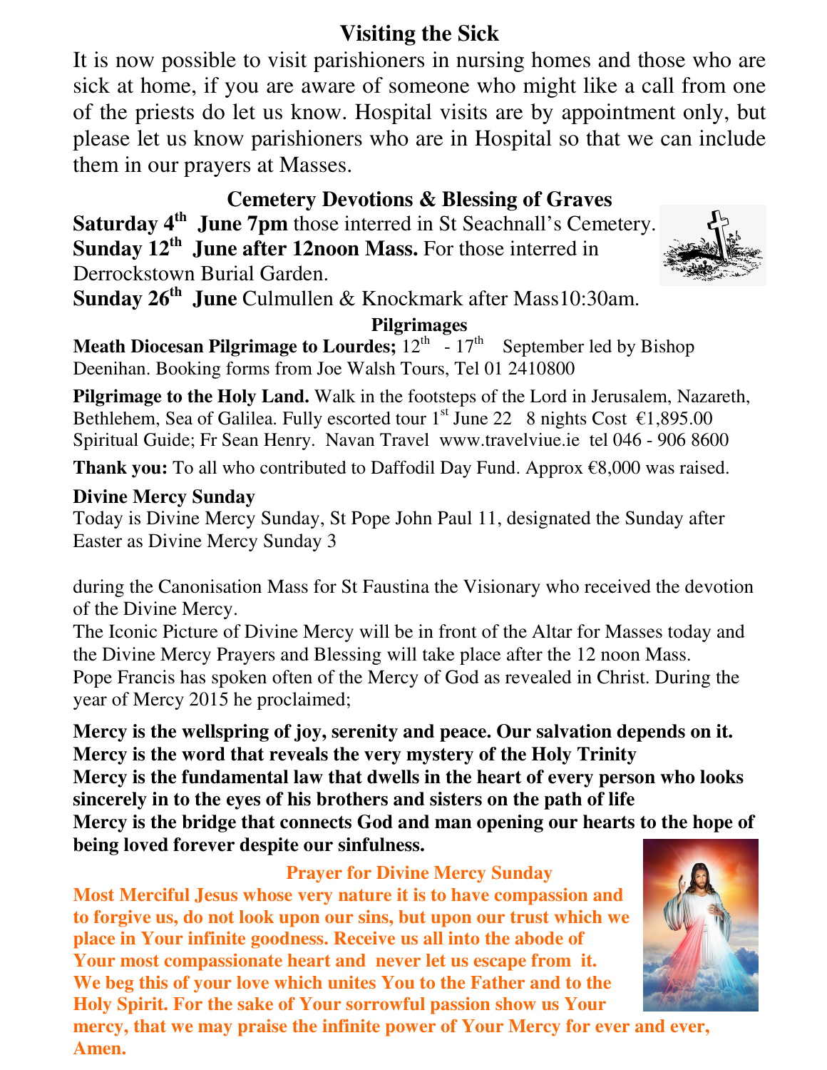## Visiting the Sick

It is now possible to visit parishioners in nursing homes and those who are sick at home, if you are aware of someone who might like a call from one of the priests do let us know. Hospital visits are by appointment only, but please let us know parishioners who are in Hospital so that we can include them in our prayers at Masses.

## Cemetery Devotions & Blessing of Graves

**Saturday 4th June 7pm** those interred in St Seachnall's Cemetery.
**Sunday 12th June after 12noon Mass.** For those interred in Derrockstown Burial Garden.
**Sunday 26th June** Culmullen & Knockmark after Mass10:30am.

### Pilgrimages

**Meath Diocesan Pilgrimage to Lourdes;** 12th - 17th September led by Bishop Deenihan. Booking forms from Joe Walsh Tours, Tel 01 2410800

**Pilgrimage to the Holy Land.** Walk in the footsteps of the Lord in Jerusalem, Nazareth, Bethlehem, Sea of Galilea. Fully escorted tour 1st June 22 8 nights Cost €1,895.00 Spiritual Guide; Fr Sean Henry. Navan Travel www.travelviue.ie tel 046 - 906 8600

**Thank you:** To all who contributed to Daffodil Day Fund. Approx €8,000 was raised.

**Divine Mercy Sunday**
Today is Divine Mercy Sunday, St Pope John Paul 11, designated the Sunday after Easter as Divine Mercy Sunday 3

during the Canonisation Mass for St Faustina the Visionary who received the devotion of the Divine Mercy.
The Iconic Picture of Divine Mercy will be in front of the Altar for Masses today and the Divine Mercy Prayers and Blessing will take place after the 12 noon Mass.
Pope Francis has spoken often of the Mercy of God as revealed in Christ. During the year of Mercy 2015 he proclaimed;

**Mercy is the wellspring of joy, serenity and peace. Our salvation depends on it.**
**Mercy is the word that reveals the very mystery of the Holy Trinity**
**Mercy is the fundamental law that dwells in the heart of every person who looks sincerely in to the eyes of his brothers and sisters on the path of life**
**Mercy is the bridge that connects God and man opening our hearts to the hope of being loved forever despite our sinfulness.**

**Prayer for Divine Mercy Sunday**

**Most Merciful Jesus whose very nature it is to have compassion and to forgive us, do not look upon our sins, but upon our trust which we place in Your infinite goodness. Receive us all into the abode of Your most compassionate heart and never let us escape from it. We beg this of your love which unites You to the Father and to the Holy Spirit. For the sake of Your sorrowful passion show us Your mercy, that we may praise the infinite power of Your Mercy for ever and ever, Amen.**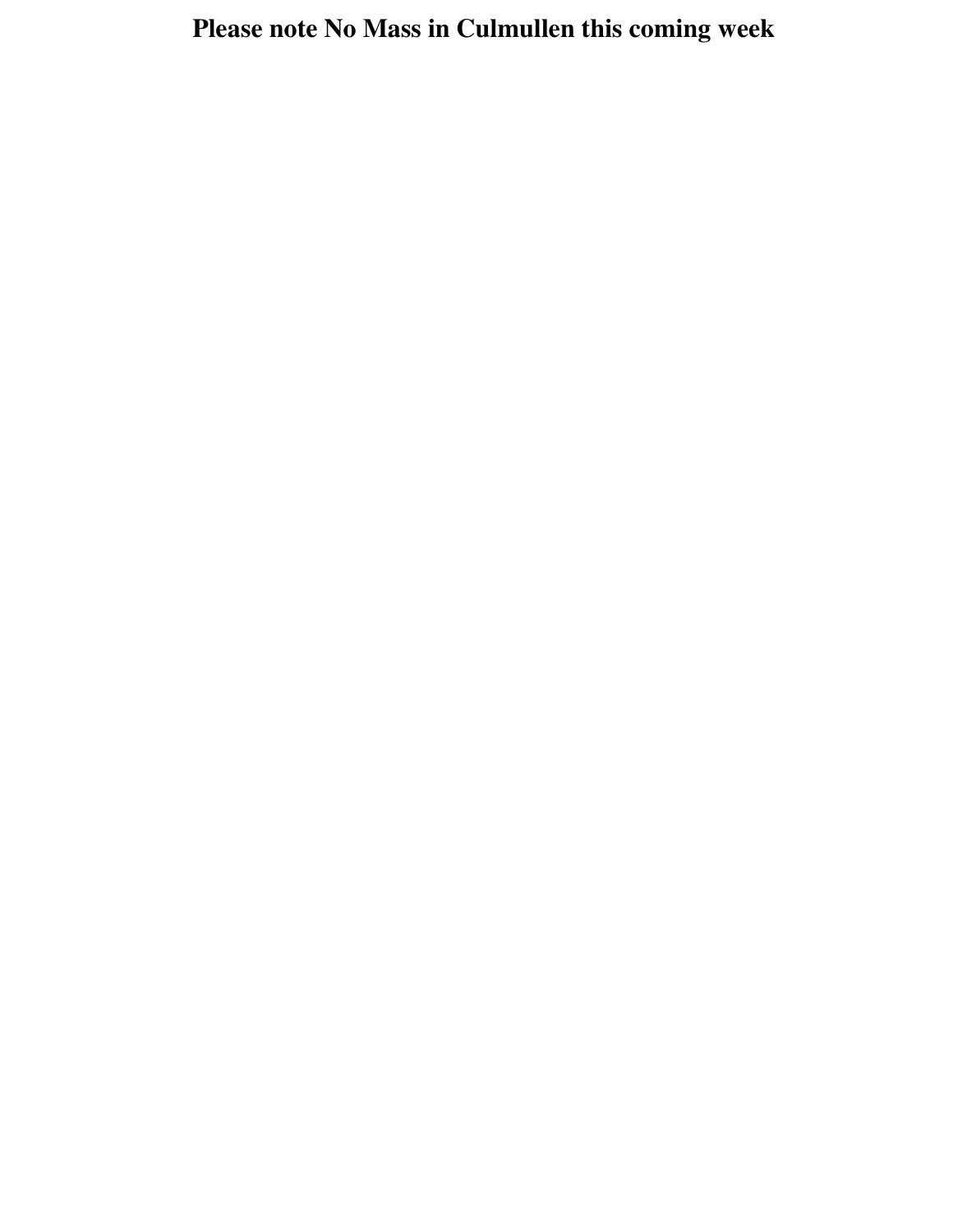# Please note No Mass in Culmullen this coming week